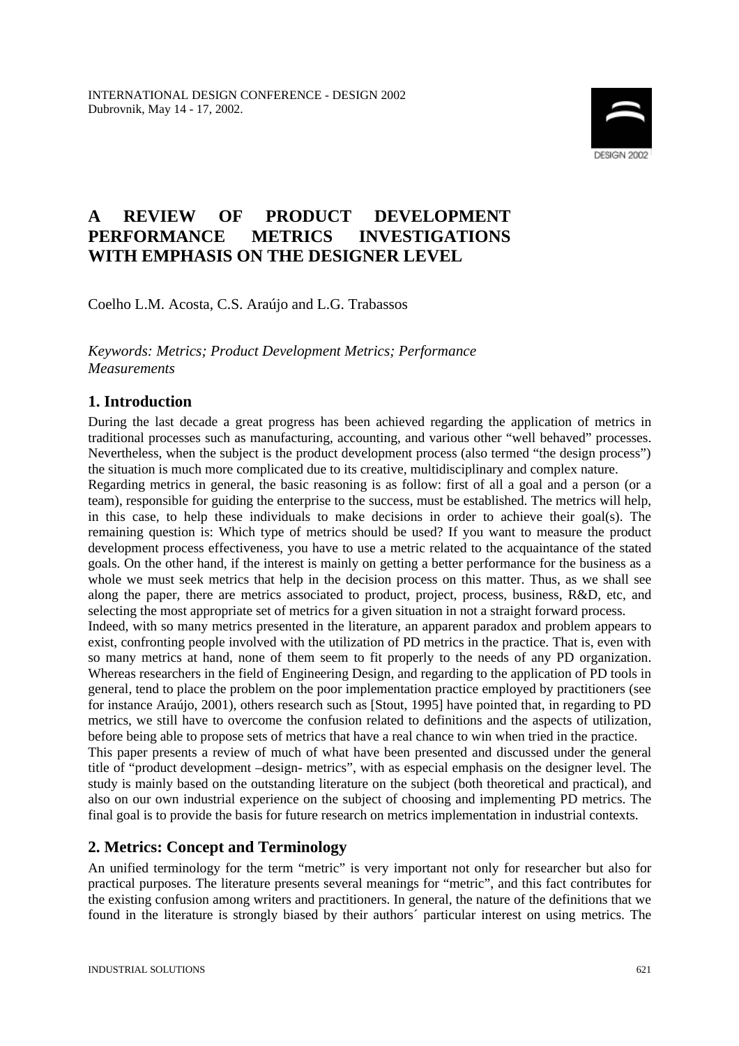INTERNATIONAL DESIGN CONFERENCE - DESIGN 2002
Dubrovnik, May 14 - 17, 2002.

# A REVIEW OF PRODUCT DEVELOPMENT PERFORMANCE METRICS INVESTIGATIONS WITH EMPHASIS ON THE DESIGNER LEVEL

Coelho L.M. Acosta, C.S. Araújo and L.G. Trabassos

*Keywords: Metrics; Product Development Metrics; Performance Measurements*

## 1. Introduction

During the last decade a great progress has been achieved regarding the application of metrics in traditional processes such as manufacturing, accounting, and various other "well behaved" processes. Nevertheless, when the subject is the product development process (also termed "the design process") the situation is much more complicated due to its creative, multidisciplinary and complex nature.
Regarding metrics in general, the basic reasoning is as follow: first of all a goal and a person (or a team), responsible for guiding the enterprise to the success, must be established. The metrics will help, in this case, to help these individuals to make decisions in order to achieve their goal(s). The remaining question is: Which type of metrics should be used? If you want to measure the product development process effectiveness, you have to use a metric related to the acquaintance of the stated goals. On the other hand, if the interest is mainly on getting a better performance for the business as a whole we must seek metrics that help in the decision process on this matter. Thus, as we shall see along the paper, there are metrics associated to product, project, process, business, R&D, etc, and selecting the most appropriate set of metrics for a given situation in not a straight forward process.
Indeed, with so many metrics presented in the literature, an apparent paradox and problem appears to exist, confronting people involved with the utilization of PD metrics in the practice. That is, even with so many metrics at hand, none of them seem to fit properly to the needs of any PD organization. Whereas researchers in the field of Engineering Design, and regarding to the application of PD tools in general, tend to place the problem on the poor implementation practice employed by practitioners (see for instance Araújo, 2001), others research such as [Stout, 1995] have pointed that, in regarding to PD metrics, we still have to overcome the confusion related to definitions and the aspects of utilization, before being able to propose sets of metrics that have a real chance to win when tried in the practice.
This paper presents a review of much of what have been presented and discussed under the general title of "product development –design- metrics", with as especial emphasis on the designer level. The study is mainly based on the outstanding literature on the subject (both theoretical and practical), and also on our own industrial experience on the subject of choosing and implementing PD metrics. The final goal is to provide the basis for future research on metrics implementation in industrial contexts.

## 2. Metrics: Concept and Terminology

An unified terminology for the term "metric" is very important not only for researcher but also for practical purposes. The literature presents several meanings for "metric", and this fact contributes for the existing confusion among writers and practitioners. In general, the nature of the definitions that we found in the literature is strongly biased by their authors´ particular interest on using metrics. The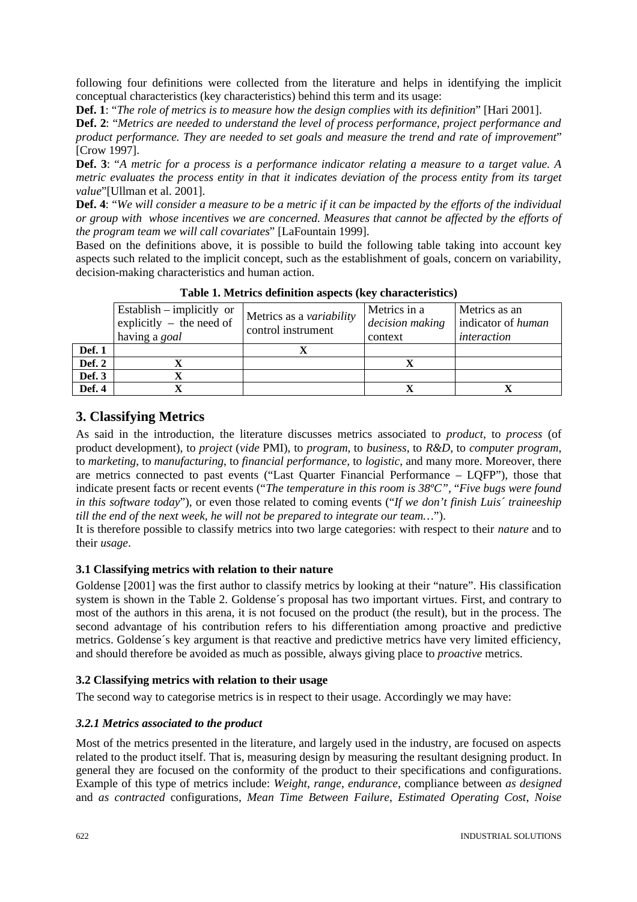following four definitions were collected from the literature and helps in identifying the implicit conceptual characteristics (key characteristics) behind this term and its usage:

**Def. 1**: "*The role of metrics is to measure how the design complies with its definition*" [Hari 2001].

**Def. 2**: "*Metrics are needed to understand the level of process performance, project performance and product performance. They are needed to set goals and measure the trend and rate of improvement*" [Crow 1997].

**Def. 3**: "*A metric for a process is a performance indicator relating a measure to a target value. A metric evaluates the process entity in that it indicates deviation of the process entity from its target value*"[Ullman et al. 2001].

**Def. 4**: "*We will consider a measure to be a metric if it can be impacted by the efforts of the individual or group with whose incentives we are concerned. Measures that cannot be affected by the efforts of the program team we will call covariates*" [LaFountain 1999].

Based on the definitions above, it is possible to build the following table taking into account key aspects such related to the implicit concept, such as the establishment of goals, concern on variability, decision-making characteristics and human action.

**Table 1. Metrics definition aspects (key characteristics)**

| | Establish – implicitly or explicitly – the need of having a *goal* | Metrics as a *variability* control instrument | Metrics in a *decision making* context | Metrics as an indicator of *human interaction* |
|---|---|---|---|---|
| **Def. 1** | | X | | |
| **Def. 2** | X | | X | |
| **Def. 3** | X | | | |
| **Def. 4** | X | | X | X |

## 3. Classifying Metrics

As said in the introduction, the literature discusses metrics associated to *product*, to *process* (of product development), to *project* (*vide* PMI), to *program*, to *business*, to *R&D*, to *computer program*, to *marketing*, to *manufacturing*, to *financial performance*, to *logistic*, and many more. Moreover, there are metrics connected to past events ("Last Quarter Financial Performance – LQFP"), those that indicate present facts or recent events ("*The temperature in this room is 38ºC", "Five bugs were found in this software today*"), or even those related to coming events ("*If we don't finish Luis´ traineeship till the end of the next week, he will not be prepared to integrate our team…*").

It is therefore possible to classify metrics into two large categories: with respect to their *nature* and to their *usage*.

### 3.1 Classifying metrics with relation to their nature

Goldense [2001] was the first author to classify metrics by looking at their "nature". His classification system is shown in the Table 2. Goldense´s proposal has two important virtues. First, and contrary to most of the authors in this arena, it is not focused on the product (the result), but in the process. The second advantage of his contribution refers to his differentiation among proactive and predictive metrics. Goldense´s key argument is that reactive and predictive metrics have very limited efficiency, and should therefore be avoided as much as possible, always giving place to *proactive* metrics.

### 3.2 Classifying metrics with relation to their usage

The second way to categorise metrics is in respect to their usage. Accordingly we may have:

#### *3.2.1 Metrics associated to the product*

Most of the metrics presented in the literature, and largely used in the industry, are focused on aspects related to the product itself. That is, measuring design by measuring the resultant designing product. In general they are focused on the conformity of the product to their specifications and configurations. Example of this type of metrics include: *Weight*, *range*, *endurance*, compliance between *as designed* and *as contracted* configurations, *Mean Time Between Failure*, *Estimated Operating Cost*, *Noise*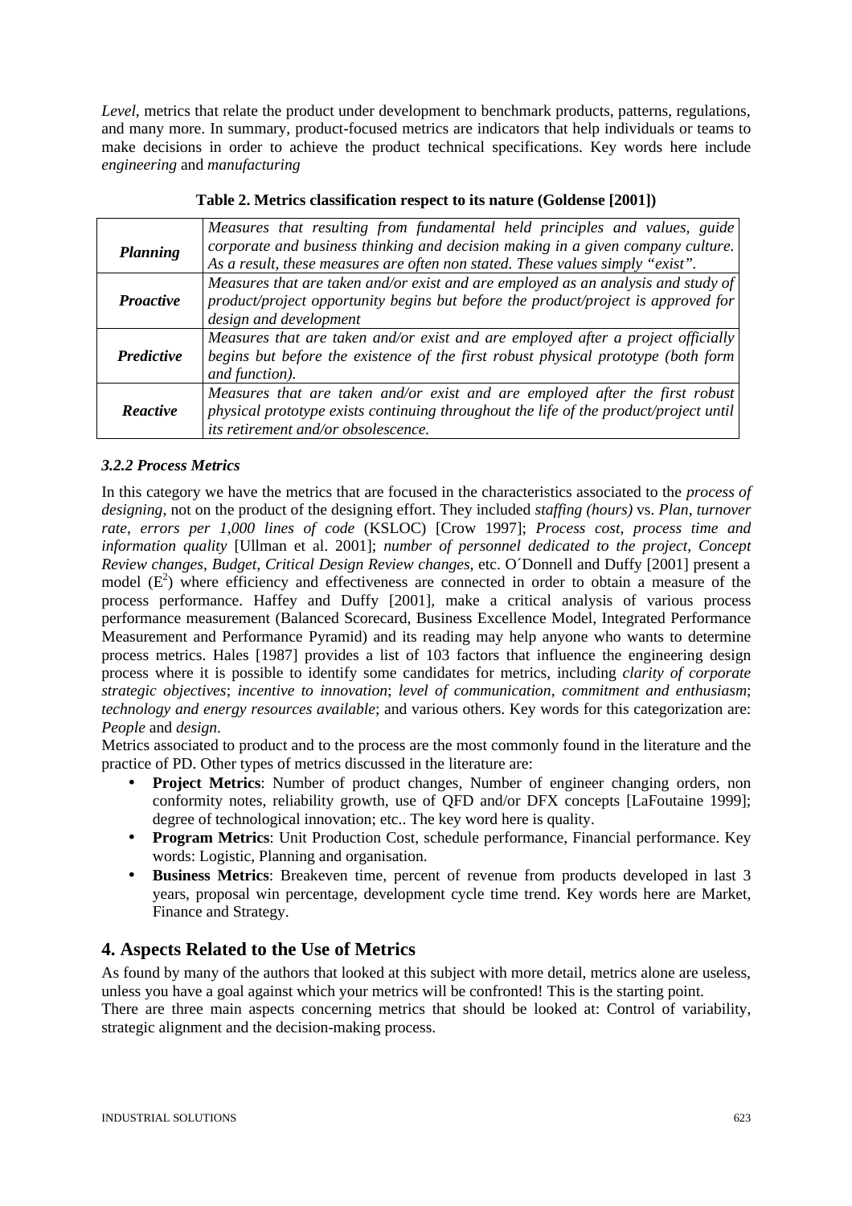*Level*, metrics that relate the product under development to benchmark products, patterns, regulations, and many more. In summary, product-focused metrics are indicators that help individuals or teams to make decisions in order to achieve the product technical specifications. Key words here include *engineering* and *manufacturing*

**Table 2. Metrics classification respect to its nature (Goldense [2001])**

| | |
|---|---|
| ***Planning*** | *Measures that resulting from fundamental held principles and values, guide corporate and business thinking and decision making in a given company culture. As a result, these measures are often non stated. These values simply "exist".* |
| ***Proactive*** | *Measures that are taken and/or exist and are employed as an analysis and study of product/project opportunity begins but before the product/project is approved for design and development* |
| ***Predictive*** | *Measures that are taken and/or exist and are employed after a project officially begins but before the existence of the first robust physical prototype (both form and function).* |
| ***Reactive*** | *Measures that are taken and/or exist and are employed after the first robust physical prototype exists continuing throughout the life of the product/project until its retirement and/or obsolescence.* |

### *3.2.2 Process Metrics*

In this category we have the metrics that are focused in the characteristics associated to the *process of designing*, not on the product of the designing effort. They included *staffing (hours)* vs. *Plan*, *turnover rate*, *errors per 1,000 lines of code* (KSLOC) [Crow 1997]; *Process cost, process time and information quality* [Ullman et al. 2001]; *number of personnel dedicated to the project*, *Concept Review changes*, *Budget*, *Critical Design Review changes*, etc. O´Donnell and Duffy [2001] present a model ($E^2$) where efficiency and effectiveness are connected in order to obtain a measure of the process performance. Haffey and Duffy [2001], make a critical analysis of various process performance measurement (Balanced Scorecard, Business Excellence Model, Integrated Performance Measurement and Performance Pyramid) and its reading may help anyone who wants to determine process metrics. Hales [1987] provides a list of 103 factors that influence the engineering design process where it is possible to identify some candidates for metrics, including *clarity of corporate strategic objectives*; *incentive to innovation*; *level of communication*, *commitment and enthusiasm*; *technology and energy resources available*; and various others. Key words for this categorization are: *People* and *design*.

Metrics associated to product and to the process are the most commonly found in the literature and the practice of PD. Other types of metrics discussed in the literature are:

- **Project Metrics**: Number of product changes, Number of engineer changing orders, non conformity notes, reliability growth, use of QFD and/or DFX concepts [LaFoutaine 1999]; degree of technological innovation; etc.. The key word here is quality.
- **Program Metrics**: Unit Production Cost, schedule performance, Financial performance. Key words: Logistic, Planning and organisation.
- **Business Metrics**: Breakeven time, percent of revenue from products developed in last 3 years, proposal win percentage, development cycle time trend. Key words here are Market, Finance and Strategy.

## 4. Aspects Related to the Use of Metrics

As found by many of the authors that looked at this subject with more detail, metrics alone are useless, unless you have a goal against which your metrics will be confronted! This is the starting point.

There are three main aspects concerning metrics that should be looked at: Control of variability, strategic alignment and the decision-making process.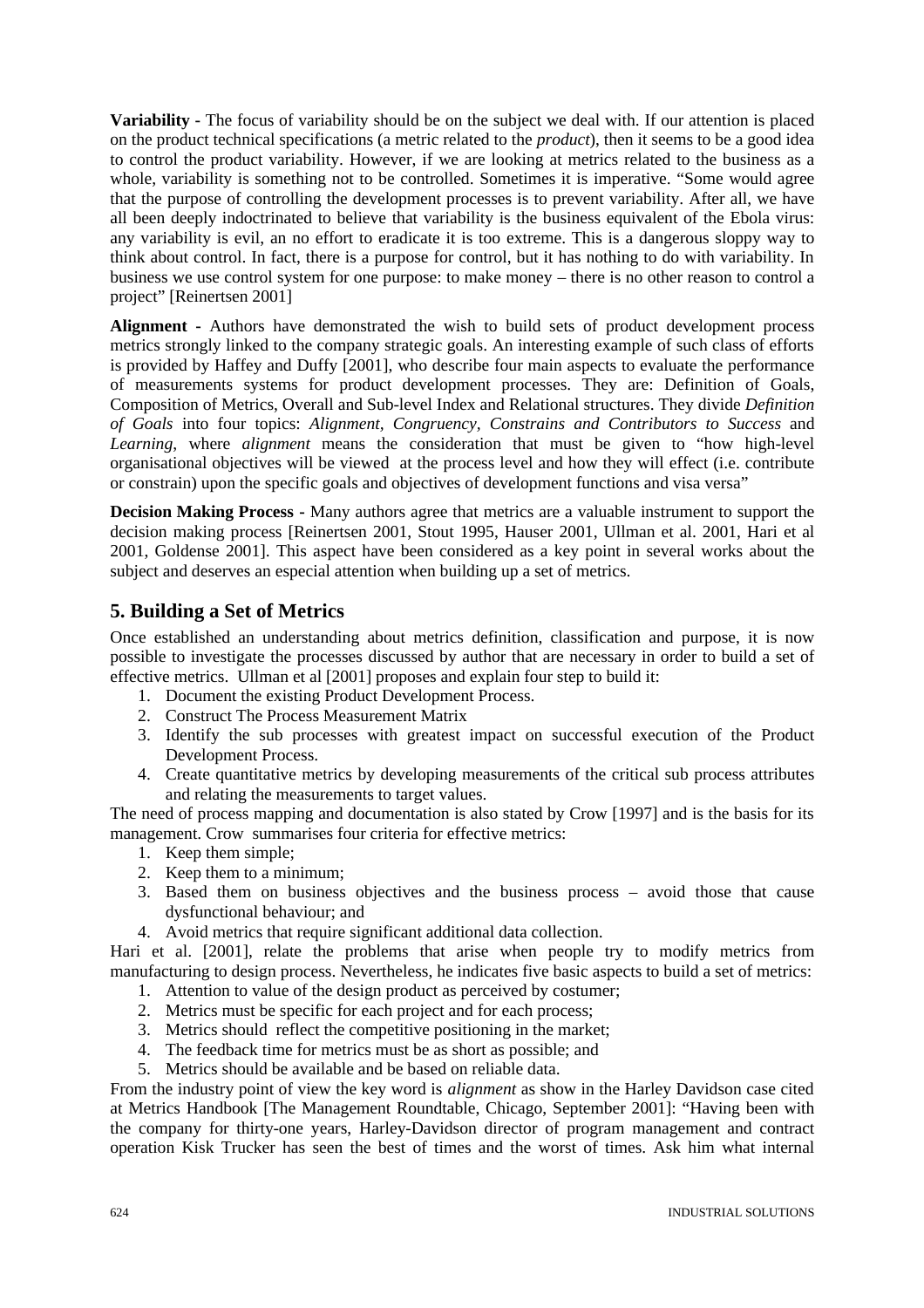**Variability -** The focus of variability should be on the subject we deal with. If our attention is placed on the product technical specifications (a metric related to the *product*), then it seems to be a good idea to control the product variability. However, if we are looking at metrics related to the business as a whole, variability is something not to be controlled. Sometimes it is imperative. "Some would agree that the purpose of controlling the development processes is to prevent variability. After all, we have all been deeply indoctrinated to believe that variability is the business equivalent of the Ebola virus: any variability is evil, an no effort to eradicate it is too extreme. This is a dangerous sloppy way to think about control. In fact, there is a purpose for control, but it has nothing to do with variability. In business we use control system for one purpose: to make money – there is no other reason to control a project" [Reinertsen 2001]

**Alignment -** Authors have demonstrated the wish to build sets of product development process metrics strongly linked to the company strategic goals. An interesting example of such class of efforts is provided by Haffey and Duffy [2001], who describe four main aspects to evaluate the performance of measurements systems for product development processes. They are: Definition of Goals, Composition of Metrics, Overall and Sub-level Index and Relational structures. They divide *Definition of Goals* into four topics: *Alignment, Congruency, Constrains and Contributors to Success* and *Learning*, where *alignment* means the consideration that must be given to "how high-level organisational objectives will be viewed at the process level and how they will effect (i.e. contribute or constrain) upon the specific goals and objectives of development functions and visa versa"

**Decision Making Process -** Many authors agree that metrics are a valuable instrument to support the decision making process [Reinertsen 2001, Stout 1995, Hauser 2001, Ullman et al. 2001, Hari et al 2001, Goldense 2001]. This aspect have been considered as a key point in several works about the subject and deserves an especial attention when building up a set of metrics.

## 5. Building a Set of Metrics

Once established an understanding about metrics definition, classification and purpose, it is now possible to investigate the processes discussed by author that are necessary in order to build a set of effective metrics. Ullman et al [2001] proposes and explain four step to build it:

1. Document the existing Product Development Process.
2. Construct The Process Measurement Matrix
3. Identify the sub processes with greatest impact on successful execution of the Product Development Process.
4. Create quantitative metrics by developing measurements of the critical sub process attributes and relating the measurements to target values.

The need of process mapping and documentation is also stated by Crow [1997] and is the basis for its management. Crow summarises four criteria for effective metrics:

1. Keep them simple;
2. Keep them to a minimum;
3. Based them on business objectives and the business process – avoid those that cause dysfunctional behaviour; and
4. Avoid metrics that require significant additional data collection.

Hari et al. [2001], relate the problems that arise when people try to modify metrics from manufacturing to design process. Nevertheless, he indicates five basic aspects to build a set of metrics:

1. Attention to value of the design product as perceived by costumer;
2. Metrics must be specific for each project and for each process;
3. Metrics should reflect the competitive positioning in the market;
4. The feedback time for metrics must be as short as possible; and
5. Metrics should be available and be based on reliable data.

From the industry point of view the key word is *alignment* as show in the Harley Davidson case cited at Metrics Handbook [The Management Roundtable, Chicago, September 2001]: "Having been with the company for thirty-one years, Harley-Davidson director of program management and contract operation Kisk Trucker has seen the best of times and the worst of times. Ask him what internal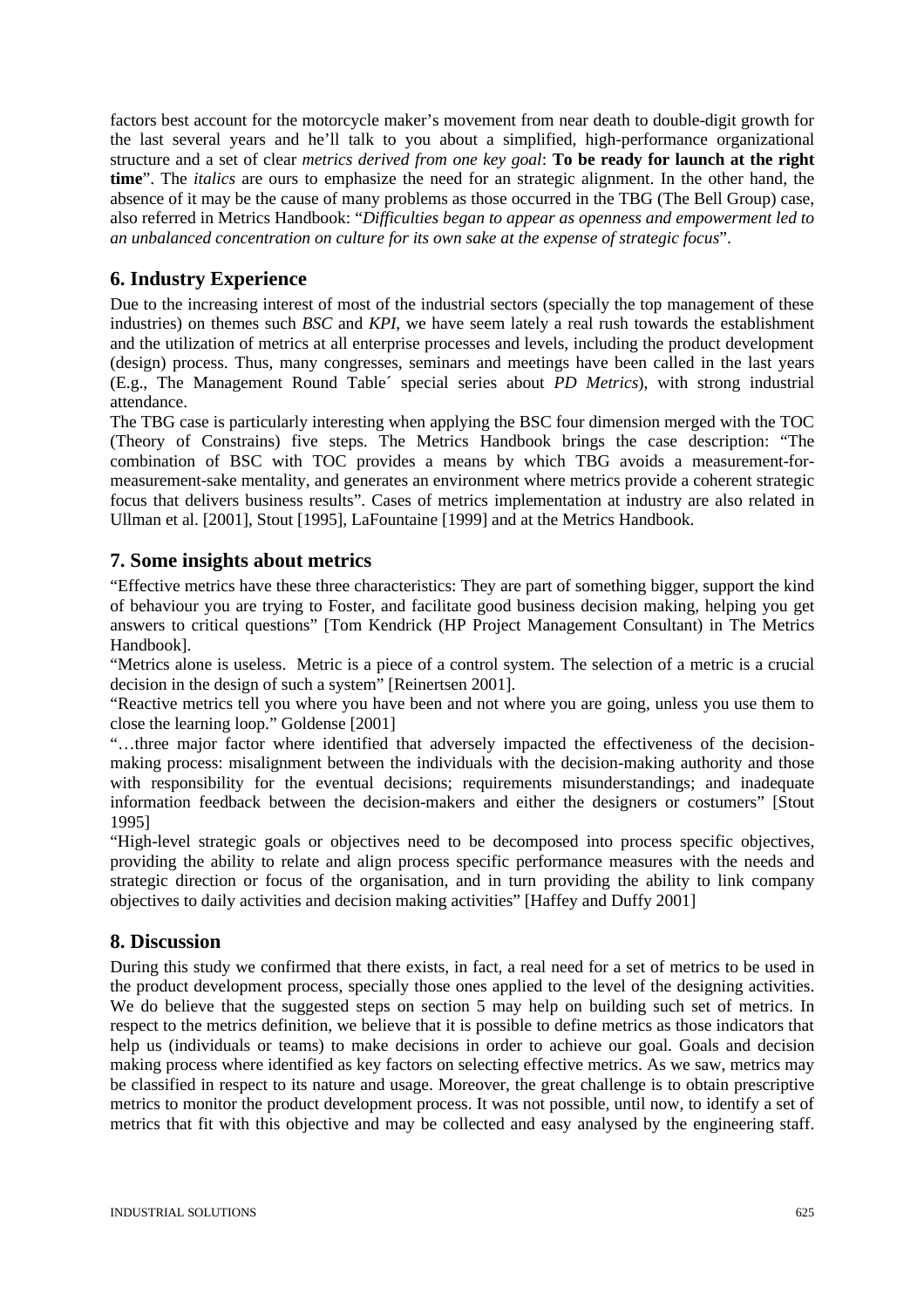factors best account for the motorcycle maker's movement from near death to double-digit growth for the last several years and he'll talk to you about a simplified, high-performance organizational structure and a set of clear *metrics derived from one key goal*: **To be ready for launch at the right time**". The *italics* are ours to emphasize the need for an strategic alignment. In the other hand, the absence of it may be the cause of many problems as those occurred in the TBG (The Bell Group) case, also referred in Metrics Handbook: "*Difficulties began to appear as openness and empowerment led to an unbalanced concentration on culture for its own sake at the expense of strategic focus*".

## 6. Industry Experience

Due to the increasing interest of most of the industrial sectors (specially the top management of these industries) on themes such *BSC* and *KPI*, we have seem lately a real rush towards the establishment and the utilization of metrics at all enterprise processes and levels, including the product development (design) process. Thus, many congresses, seminars and meetings have been called in the last years (E.g., The Management Round Table´ special series about *PD Metrics*), with strong industrial attendance.

The TBG case is particularly interesting when applying the BSC four dimension merged with the TOC (Theory of Constrains) five steps. The Metrics Handbook brings the case description: "The combination of BSC with TOC provides a means by which TBG avoids a measurement-for-measurement-sake mentality, and generates an environment where metrics provide a coherent strategic focus that delivers business results". Cases of metrics implementation at industry are also related in Ullman et al. [2001], Stout [1995], LaFountaine [1999] and at the Metrics Handbook.

## 7. Some insights about metrics

"Effective metrics have these three characteristics: They are part of something bigger, support the kind of behaviour you are trying to Foster, and facilitate good business decision making, helping you get answers to critical questions" [Tom Kendrick (HP Project Management Consultant) in The Metrics Handbook].

"Metrics alone is useless. Metric is a piece of a control system. The selection of a metric is a crucial decision in the design of such a system" [Reinertsen 2001].

"Reactive metrics tell you where you have been and not where you are going, unless you use them to close the learning loop." Goldense [2001]

"…three major factor where identified that adversely impacted the effectiveness of the decision-making process: misalignment between the individuals with the decision-making authority and those with responsibility for the eventual decisions; requirements misunderstandings; and inadequate information feedback between the decision-makers and either the designers or costumers" [Stout 1995]

"High-level strategic goals or objectives need to be decomposed into process specific objectives, providing the ability to relate and align process specific performance measures with the needs and strategic direction or focus of the organisation, and in turn providing the ability to link company objectives to daily activities and decision making activities" [Haffey and Duffy 2001]

## 8. Discussion

During this study we confirmed that there exists, in fact, a real need for a set of metrics to be used in the product development process, specially those ones applied to the level of the designing activities. We do believe that the suggested steps on section 5 may help on building such set of metrics. In respect to the metrics definition, we believe that it is possible to define metrics as those indicators that help us (individuals or teams) to make decisions in order to achieve our goal. Goals and decision making process where identified as key factors on selecting effective metrics. As we saw, metrics may be classified in respect to its nature and usage. Moreover, the great challenge is to obtain prescriptive metrics to monitor the product development process. It was not possible, until now, to identify a set of metrics that fit with this objective and may be collected and easy analysed by the engineering staff.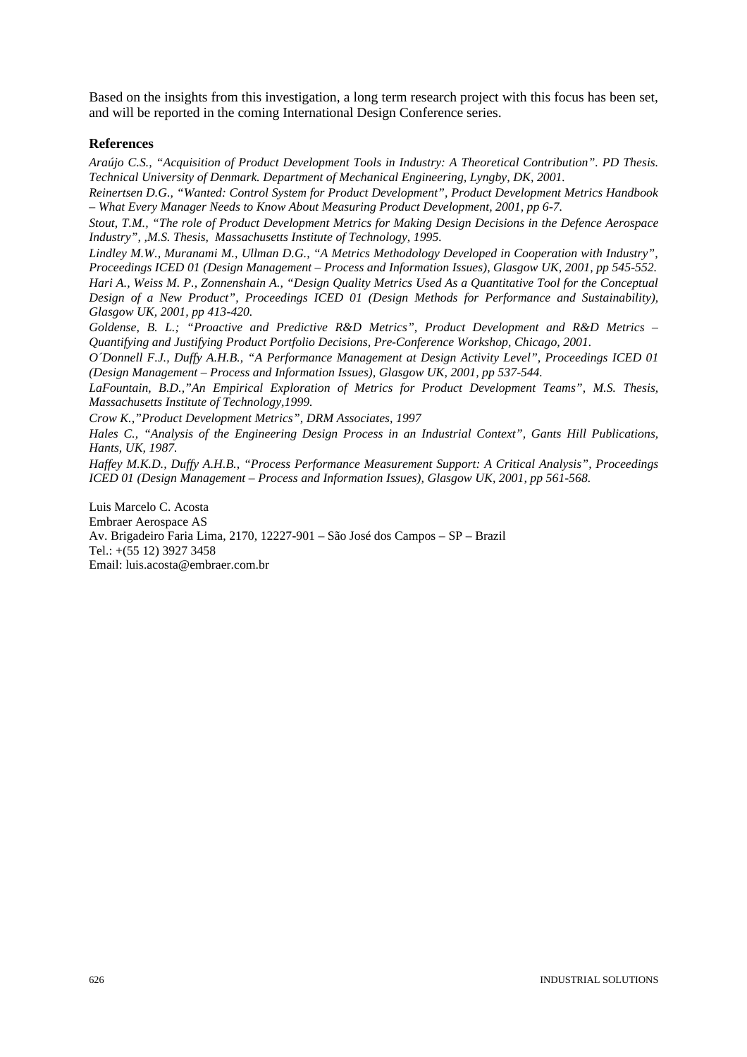Based on the insights from this investigation, a long term research project with this focus has been set, and will be reported in the coming International Design Conference series.

## References

*Araújo C.S., "Acquisition of Product Development Tools in Industry: A Theoretical Contribution". PD Thesis. Technical University of Denmark. Department of Mechanical Engineering, Lyngby, DK, 2001.*

*Reinertsen D.G., "Wanted: Control System for Product Development", Product Development Metrics Handbook – What Every Manager Needs to Know About Measuring Product Development, 2001, pp 6-7.*

*Stout, T.M., "The role of Product Development Metrics for Making Design Decisions in the Defence Aerospace Industry", ,M.S. Thesis, Massachusetts Institute of Technology, 1995.*

*Lindley M.W., Muranami M., Ullman D.G., "A Metrics Methodology Developed in Cooperation with Industry", Proceedings ICED 01 (Design Management – Process and Information Issues), Glasgow UK, 2001, pp 545-552.*

*Hari A., Weiss M. P., Zonnenshain A., "Design Quality Metrics Used As a Quantitative Tool for the Conceptual Design of a New Product", Proceedings ICED 01 (Design Methods for Performance and Sustainability), Glasgow UK, 2001, pp 413-420.*

*Goldense, B. L.; "Proactive and Predictive R&D Metrics", Product Development and R&D Metrics – Quantifying and Justifying Product Portfolio Decisions, Pre-Conference Workshop, Chicago, 2001.*

*O´Donnell F.J., Duffy A.H.B., "A Performance Management at Design Activity Level", Proceedings ICED 01 (Design Management – Process and Information Issues), Glasgow UK, 2001, pp 537-544.*

*LaFountain, B.D.,"An Empirical Exploration of Metrics for Product Development Teams", M.S. Thesis, Massachusetts Institute of Technology,1999.*

*Crow K.,"Product Development Metrics", DRM Associates, 1997*

*Hales C., "Analysis of the Engineering Design Process in an Industrial Context", Gants Hill Publications, Hants, UK, 1987.*

*Haffey M.K.D., Duffy A.H.B., "Process Performance Measurement Support: A Critical Analysis", Proceedings ICED 01 (Design Management – Process and Information Issues), Glasgow UK, 2001, pp 561-568.*

Luis Marcelo C. Acosta
Embraer Aerospace AS
Av. Brigadeiro Faria Lima, 2170, 12227-901 – São José dos Campos – SP – Brazil
Tel.: +(55 12) 3927 3458
Email: luis.acosta@embraer.com.br